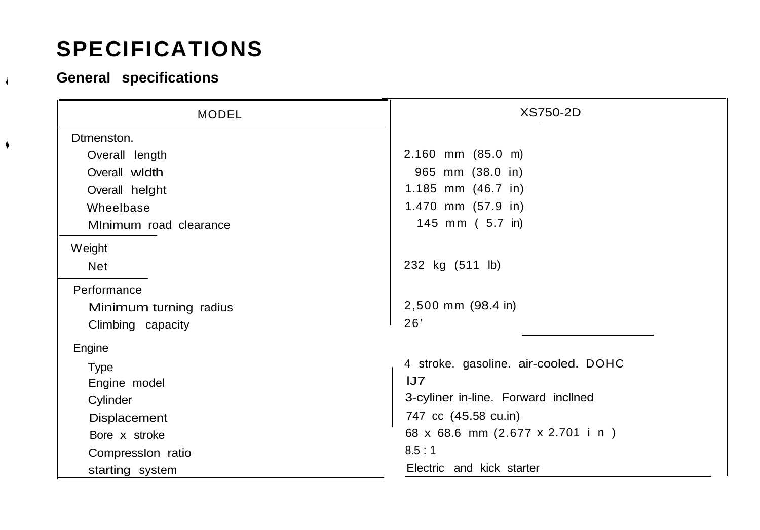# SPECIFICATIONS

## General specifications

| MODEL | XS750-2D |
|---|---|
| Dtmenston. | |
| Overall length | 2.160 mm (85.0 m) |
| Overall wldth | 965 mm (38.0 in) |
| Overall helght | 1.185 mm (46.7 in) |
| Wheelbase | 1.470 mm (57.9 in) |
| MInimum road clearance | 145 mm ( 5.7 in) |
| Weight | |
| Net | 232 kg (511 lb) |
| Performance | |
| Minimum turning radius | 2,500 mm (98.4 in) |
| Climbing capacity | 26' |
| Engine | |
| Type | 4 stroke. gasoline. air-cooled. DOHC |
| Engine model | IJ7 |
| Cylinder | 3-cyliner in-line. Forward incllned |
| Displacement | 747 cc (45.58 cu.in) |
| Bore x stroke | 68 x 68.6 mm (2.677 x 2.701 in) |
| CompressIon ratio | 8.5 : 1 |
| starting system | Electric and kick starter |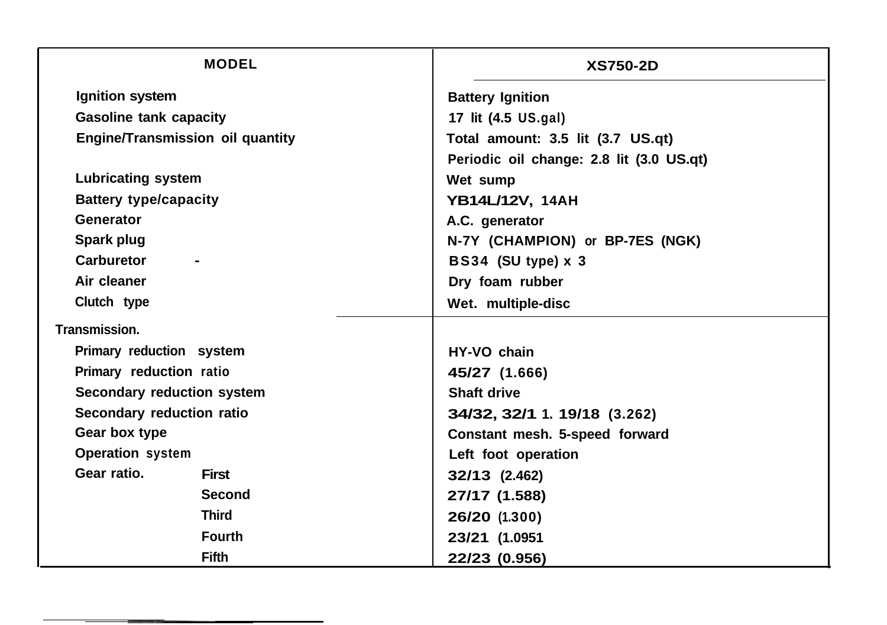| MODEL | | XS750-2D |
|---|---|---|
| Ignition system | | Battery Ignition |
| Gasoline tank capacity | | 17 lit (4.5 US.gal) |
| Engine/Transmission oil quantity | | Total amount: 3.5 lit (3.7 US.qt) |
| | | Periodic oil change: 2.8 lit (3.0 US.qt) |
| Lubricating system | | Wet sump |
| Battery type/capacity | | YB14L/12V, 14AH |
| Generator | | A.C. generator |
| Spark plug | | N-7Y (CHAMPION) or BP-7ES (NGK) |
| Carburetor - | | BS34 (SU type) x 3 |
| Air cleaner | | Dry foam rubber |
| Clutch type | | Wet. multiple-disc |
| Transmission. | | |
| Primary reduction system | | HY-VO chain |
| Primary reduction ratio | | 45/27 (1.666) |
| Secondary reduction system | | Shaft drive |
| Secondary reduction ratio | | 34/32, 32/1 1. 19/18 (3.262) |
| Gear box type | | Constant mesh. 5-speed forward |
| Operation system | | Left foot operation |
| Gear ratio. | First | 32/13 (2.462) |
| | Second | 27/17 (1.588) |
| | Third | 26/20 (1.300) |
| | Fourth | 23/21 (1.0951 |
| | Fifth | 22/23 (0.956) |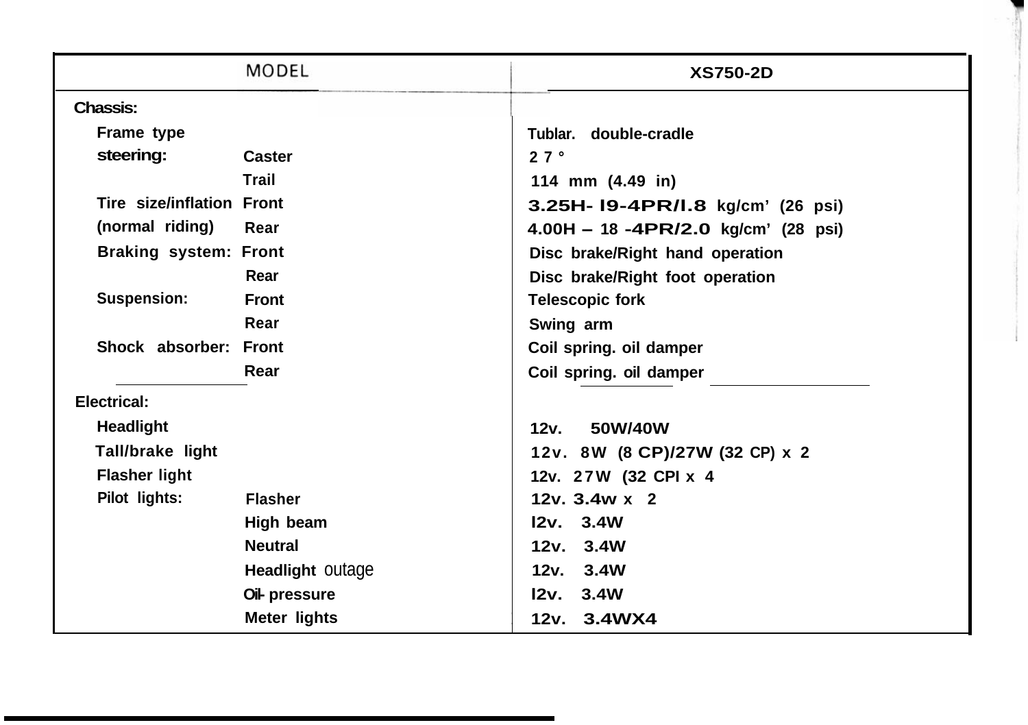| MODEL | | XS750-2D |
|---|---|---|
| **Chassis:** | | |
| Frame type | | Tublar. double-cradle |
| steering: | Caster | 27° |
| | Trail | 114 mm (4.49 in) |
| Tire size/inflation | Front | 3.25H-19-4PR/1.8 kg/cm' (26 psi) |
| (normal riding) | Rear | 4.00H – 18 -4PR/2.0 kg/cm' (28 psi) |
| Braking system: | Front | Disc brake/Right hand operation |
| | Rear | Disc brake/Right foot operation |
| Suspension: | Front | Telescopic fork |
| | Rear | Swing arm |
| Shock absorber: | Front | Coil spring. oil damper |
| | Rear | Coil spring. oil damper |
| **Electrical:** | | |
| Headlight | | 12v. 50W/40W |
| Tall/brake light | | 12v. 8W (8 CP)/27W (32 CP) x 2 |
| Flasher light | | 12v. 27W (32 CPI x 4 |
| Pilot lights: | Flasher | 12v. 3.4w x 2 |
| | High beam | 12v. 3.4W |
| | Neutral | 12v. 3.4W |
| | Headlight outage | 12v. 3.4W |
| | Oil- pressure | 12v. 3.4W |
| | Meter lights | 12v. 3.4WX4 |